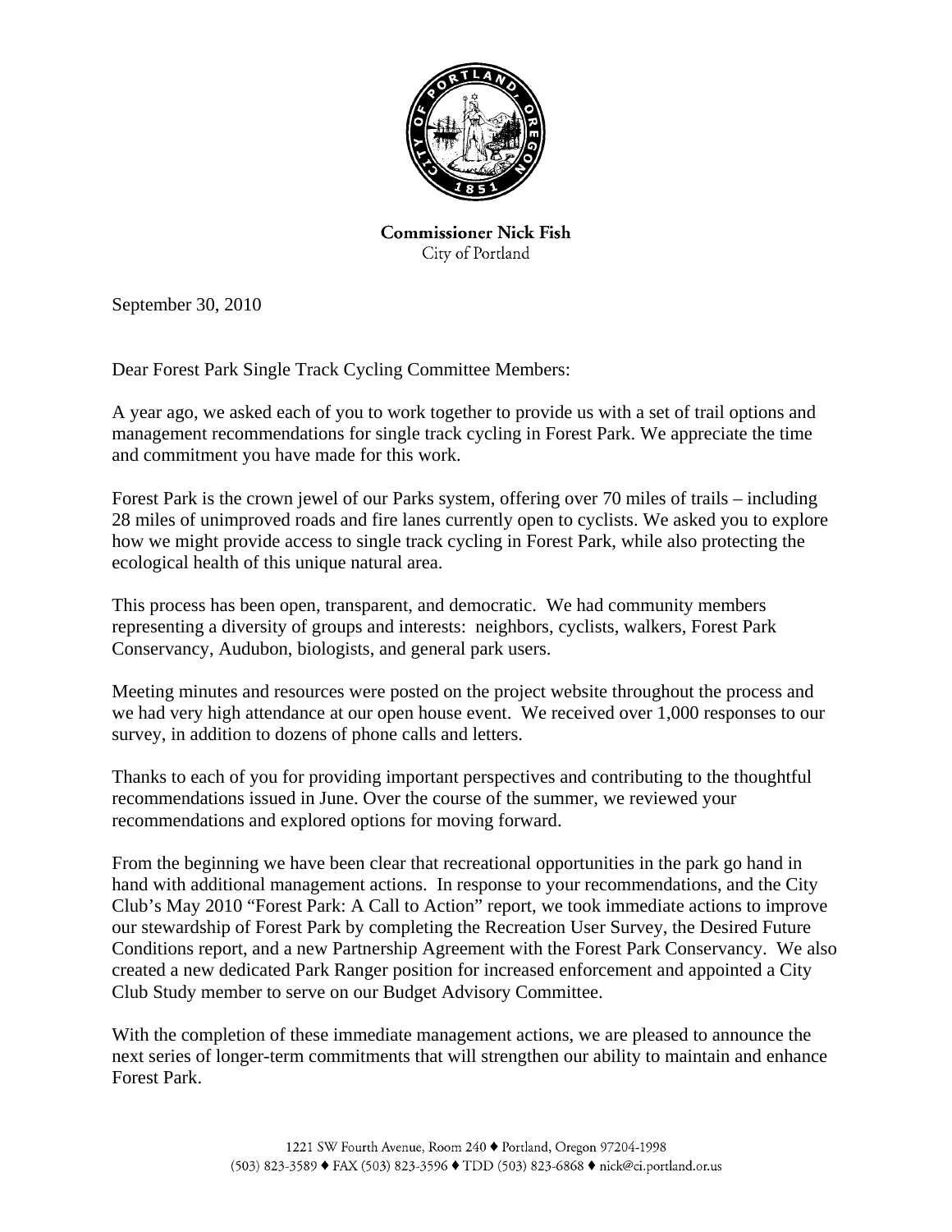**Commissioner Nick Fish**
City of Portland

September 30, 2010

Dear Forest Park Single Track Cycling Committee Members:

A year ago, we asked each of you to work together to provide us with a set of trail options and management recommendations for single track cycling in Forest Park. We appreciate the time and commitment you have made for this work.

Forest Park is the crown jewel of our Parks system, offering over 70 miles of trails – including 28 miles of unimproved roads and fire lanes currently open to cyclists. We asked you to explore how we might provide access to single track cycling in Forest Park, while also protecting the ecological health of this unique natural area.

This process has been open, transparent, and democratic. We had community members representing a diversity of groups and interests: neighbors, cyclists, walkers, Forest Park Conservancy, Audubon, biologists, and general park users.

Meeting minutes and resources were posted on the project website throughout the process and we had very high attendance at our open house event. We received over 1,000 responses to our survey, in addition to dozens of phone calls and letters.

Thanks to each of you for providing important perspectives and contributing to the thoughtful recommendations issued in June. Over the course of the summer, we reviewed your recommendations and explored options for moving forward.

From the beginning we have been clear that recreational opportunities in the park go hand in hand with additional management actions. In response to your recommendations, and the City Club's May 2010 "Forest Park: A Call to Action" report, we took immediate actions to improve our stewardship of Forest Park by completing the Recreation User Survey, the Desired Future Conditions report, and a new Partnership Agreement with the Forest Park Conservancy. We also created a new dedicated Park Ranger position for increased enforcement and appointed a City Club Study member to serve on our Budget Advisory Committee.

With the completion of these immediate management actions, we are pleased to announce the next series of longer-term commitments that will strengthen our ability to maintain and enhance Forest Park.

1221 SW Fourth Avenue, Room 240 ♦ Portland, Oregon 97204-1998
(503) 823-3589 ♦ FAX (503) 823-3596 ♦ TDD (503) 823-6868 ♦ nick@ci.portland.or.us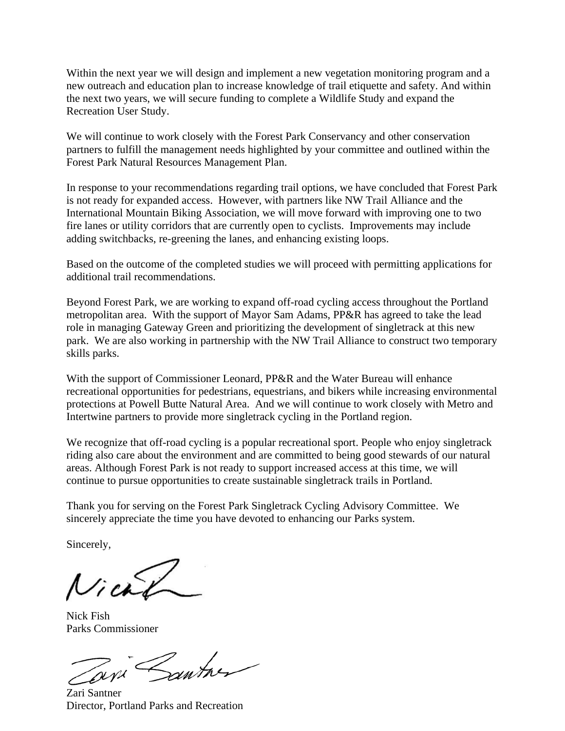Within the next year we will design and implement a new vegetation monitoring program and a new outreach and education plan to increase knowledge of trail etiquette and safety. And within the next two years, we will secure funding to complete a Wildlife Study and expand the Recreation User Study.

We will continue to work closely with the Forest Park Conservancy and other conservation partners to fulfill the management needs highlighted by your committee and outlined within the Forest Park Natural Resources Management Plan.

In response to your recommendations regarding trail options, we have concluded that Forest Park is not ready for expanded access. However, with partners like NW Trail Alliance and the International Mountain Biking Association, we will move forward with improving one to two fire lanes or utility corridors that are currently open to cyclists. Improvements may include adding switchbacks, re-greening the lanes, and enhancing existing loops.

Based on the outcome of the completed studies we will proceed with permitting applications for additional trail recommendations.

Beyond Forest Park, we are working to expand off-road cycling access throughout the Portland metropolitan area. With the support of Mayor Sam Adams, PP&R has agreed to take the lead role in managing Gateway Green and prioritizing the development of singletrack at this new park. We are also working in partnership with the NW Trail Alliance to construct two temporary skills parks.

With the support of Commissioner Leonard, PP&R and the Water Bureau will enhance recreational opportunities for pedestrians, equestrians, and bikers while increasing environmental protections at Powell Butte Natural Area. And we will continue to work closely with Metro and Intertwine partners to provide more singletrack cycling in the Portland region.

We recognize that off-road cycling is a popular recreational sport. People who enjoy singletrack riding also care about the environment and are committed to being good stewards of our natural areas. Although Forest Park is not ready to support increased access at this time, we will continue to pursue opportunities to create sustainable singletrack trails in Portland.

Thank you for serving on the Forest Park Singletrack Cycling Advisory Committee. We sincerely appreciate the time you have devoted to enhancing our Parks system.

Sincerely,

Nick Fish
Parks Commissioner

Zari Santner
Director, Portland Parks and Recreation